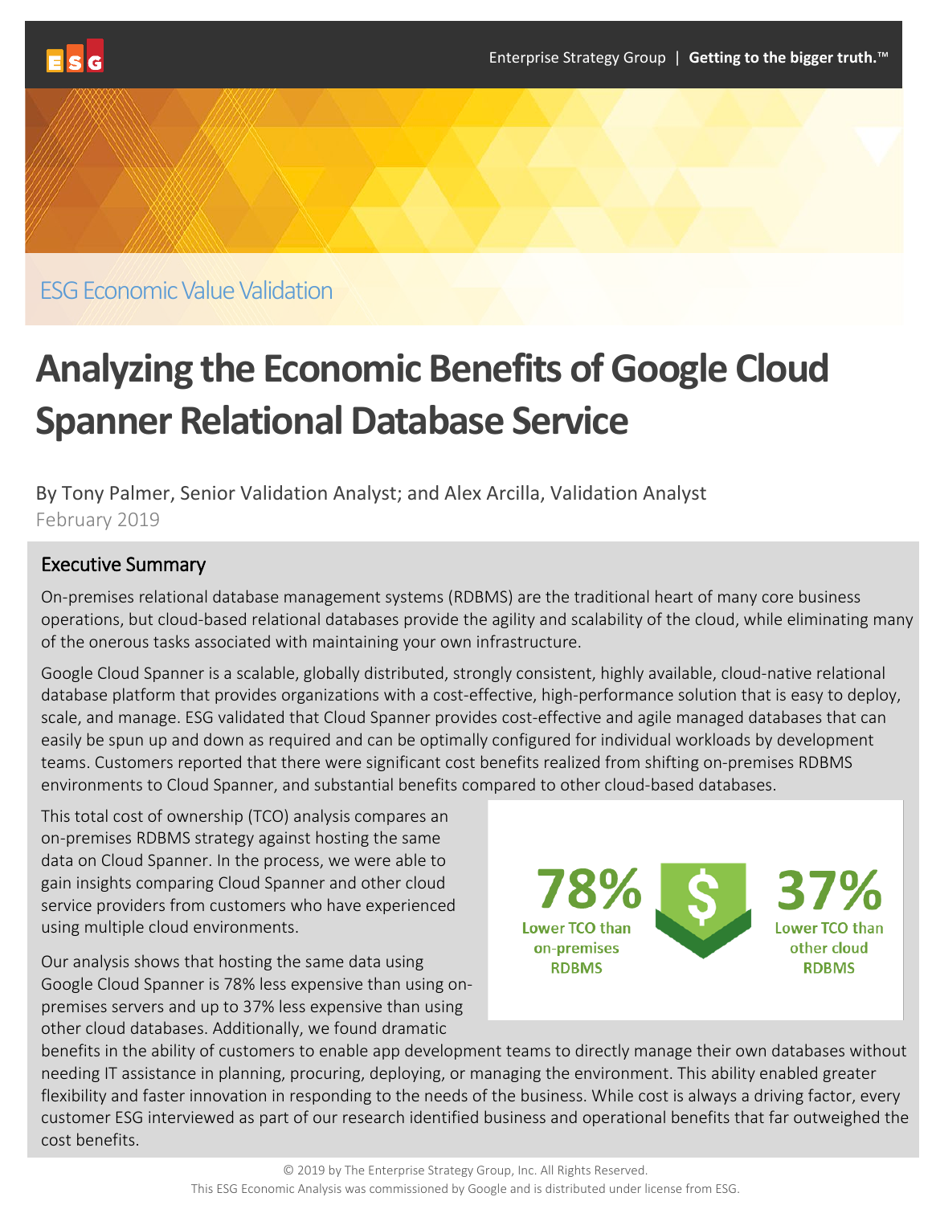ESG Economic Value Validation

# Analyzing the Economic Benefits of Google Cloud Spanner Relational Database Service

By Tony Palmer, Senior Validation Analyst; and Alex Arcilla, Validation Analyst

February 2019

## Executive Summary

On-premises relational database management systems (RDBMS) are the traditional heart of many core business operations, but cloud-based relational databases provide the agility and scalability of the cloud, while eliminating many of the onerous tasks associated with maintaining your own infrastructure.

Google Cloud Spanner is a scalable, globally distributed, strongly consistent, highly available, cloud-native relational database platform that provides organizations with a cost-effective, high-performance solution that is easy to deploy, scale, and manage. ESG validated that Cloud Spanner provides cost-effective and agile managed databases that can easily be spun up and down as required and can be optimally configured for individual workloads by development teams. Customers reported that there were significant cost benefits realized from shifting on-premises RDBMS environments to Cloud Spanner, and substantial benefits compared to other cloud-based databases.

This total cost of ownership (TCO) analysis compares an on-premises RDBMS strategy against hosting the same data on Cloud Spanner. In the process, we were able to gain insights comparing Cloud Spanner and other cloud service providers from customers who have experienced using multiple cloud environments.

**78%** Lower TCO than on-premises RDBMS

**37%** Lower TCO than other cloud RDBMS

Our analysis shows that hosting the same data using Google Cloud Spanner is 78% less expensive than using on-premises servers and up to 37% less expensive than using other cloud databases. Additionally, we found dramatic benefits in the ability of customers to enable app development teams to directly manage their own databases without needing IT assistance in planning, procuring, deploying, or managing the environment. This ability enabled greater flexibility and faster innovation in responding to the needs of the business. While cost is always a driving factor, every customer ESG interviewed as part of our research identified business and operational benefits that far outweighed the cost benefits.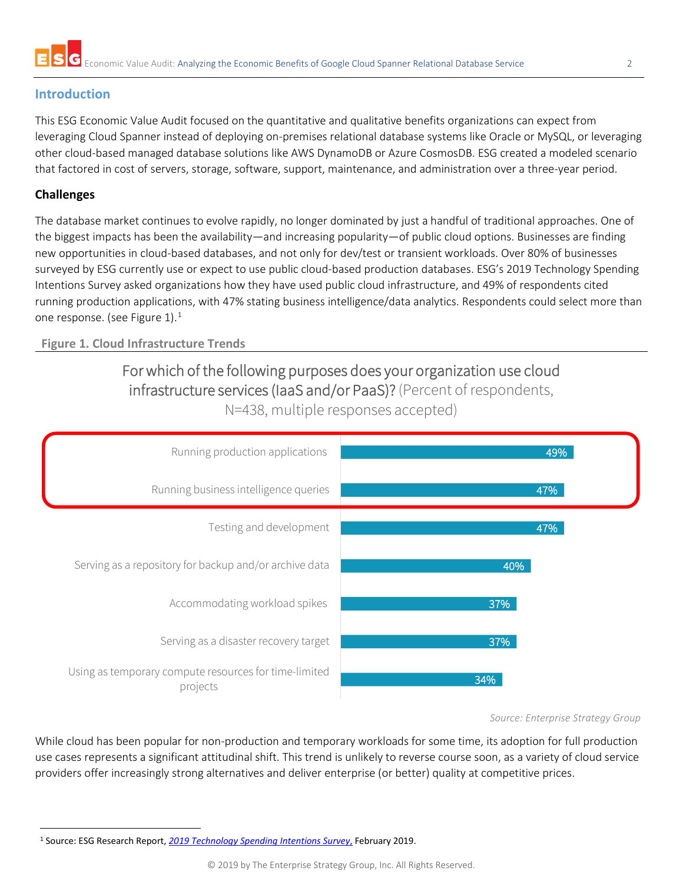## Introduction

This ESG Economic Value Audit focused on the quantitative and qualitative benefits organizations can expect from leveraging Cloud Spanner instead of deploying on-premises relational database systems like Oracle or MySQL, or leveraging other cloud-based managed database solutions like AWS DynamoDB or Azure CosmosDB. ESG created a modeled scenario that factored in cost of servers, storage, software, support, maintenance, and administration over a three-year period.

### Challenges

The database market continues to evolve rapidly, no longer dominated by just a handful of traditional approaches. One of the biggest impacts has been the availability—and increasing popularity—of public cloud options. Businesses are finding new opportunities in cloud-based databases, and not only for dev/test or transient workloads. Over 80% of businesses surveyed by ESG currently use or expect to use public cloud-based production databases. ESG's 2019 Technology Spending Intentions Survey asked organizations how they have used public cloud infrastructure, and 49% of respondents cited running production applications, with 47% stating business intelligence/data analytics. Respondents could select more than one response. (see Figure 1).[1]

**Figure 1. Cloud Infrastructure Trends**

For which of the following purposes does your organization use cloud infrastructure services (IaaS and/or PaaS)? (Percent of respondents, N=438, multiple responses accepted)

| Purpose | Percent |
|---|---|
| Running production applications | 49% |
| Running business intelligence queries | 47% |
| Testing and development | 47% |
| Serving as a repository for backup and/or archive data | 40% |
| Accommodating workload spikes | 37% |
| Serving as a disaster recovery target | 37% |
| Using as temporary compute resources for time-limited projects | 34% |

*Source: Enterprise Strategy Group*

While cloud has been popular for non-production and temporary workloads for some time, its adoption for full production use cases represents a significant attitudinal shift. This trend is unlikely to reverse course soon, as a variety of cloud service providers offer increasingly strong alternatives and deliver enterprise (or better) quality at competitive prices.

[1] Source: ESG Research Report, *2019 Technology Spending Intentions Survey*, February 2019.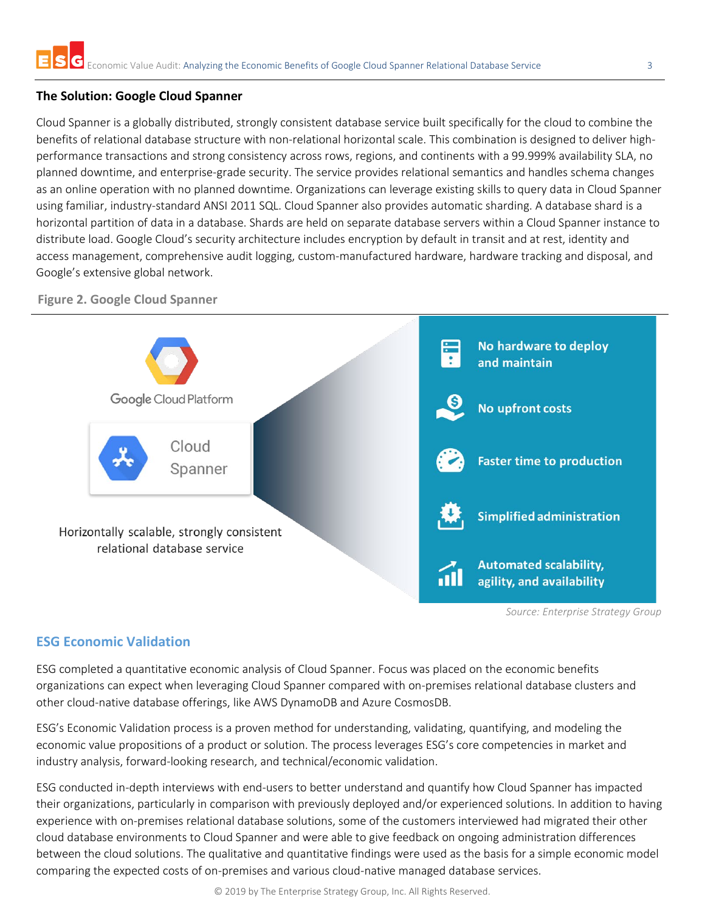## The Solution: Google Cloud Spanner

Cloud Spanner is a globally distributed, strongly consistent database service built specifically for the cloud to combine the benefits of relational database structure with non-relational horizontal scale. This combination is designed to deliver high-performance transactions and strong consistency across rows, regions, and continents with a 99.999% availability SLA, no planned downtime, and enterprise-grade security. The service provides relational semantics and handles schema changes as an online operation with no planned downtime. Organizations can leverage existing skills to query data in Cloud Spanner using familiar, industry-standard ANSI 2011 SQL. Cloud Spanner also provides automatic sharding. A database shard is a horizontal partition of data in a database. Shards are held on separate database servers within a Cloud Spanner instance to distribute load. Google Cloud's security architecture includes encryption by default in transit and at rest, identity and access management, comprehensive audit logging, custom-manufactured hardware, hardware tracking and disposal, and Google's extensive global network.

**Figure 2. Google Cloud Spanner**

Google Cloud Platform

Cloud Spanner

Horizontally scalable, strongly consistent relational database service

- No hardware to deploy and maintain
- No upfront costs
- Faster time to production
- Simplified administration
- Automated scalability, agility, and availability

*Source: Enterprise Strategy Group*

## ESG Economic Validation

ESG completed a quantitative economic analysis of Cloud Spanner. Focus was placed on the economic benefits organizations can expect when leveraging Cloud Spanner compared with on-premises relational database clusters and other cloud-native database offerings, like AWS DynamoDB and Azure CosmosDB.

ESG's Economic Validation process is a proven method for understanding, validating, quantifying, and modeling the economic value propositions of a product or solution. The process leverages ESG's core competencies in market and industry analysis, forward-looking research, and technical/economic validation.

ESG conducted in-depth interviews with end-users to better understand and quantify how Cloud Spanner has impacted their organizations, particularly in comparison with previously deployed and/or experienced solutions. In addition to having experience with on-premises relational database solutions, some of the customers interviewed had migrated their other cloud database environments to Cloud Spanner and were able to give feedback on ongoing administration differences between the cloud solutions. The qualitative and quantitative findings were used as the basis for a simple economic model comparing the expected costs of on-premises and various cloud-native managed database services.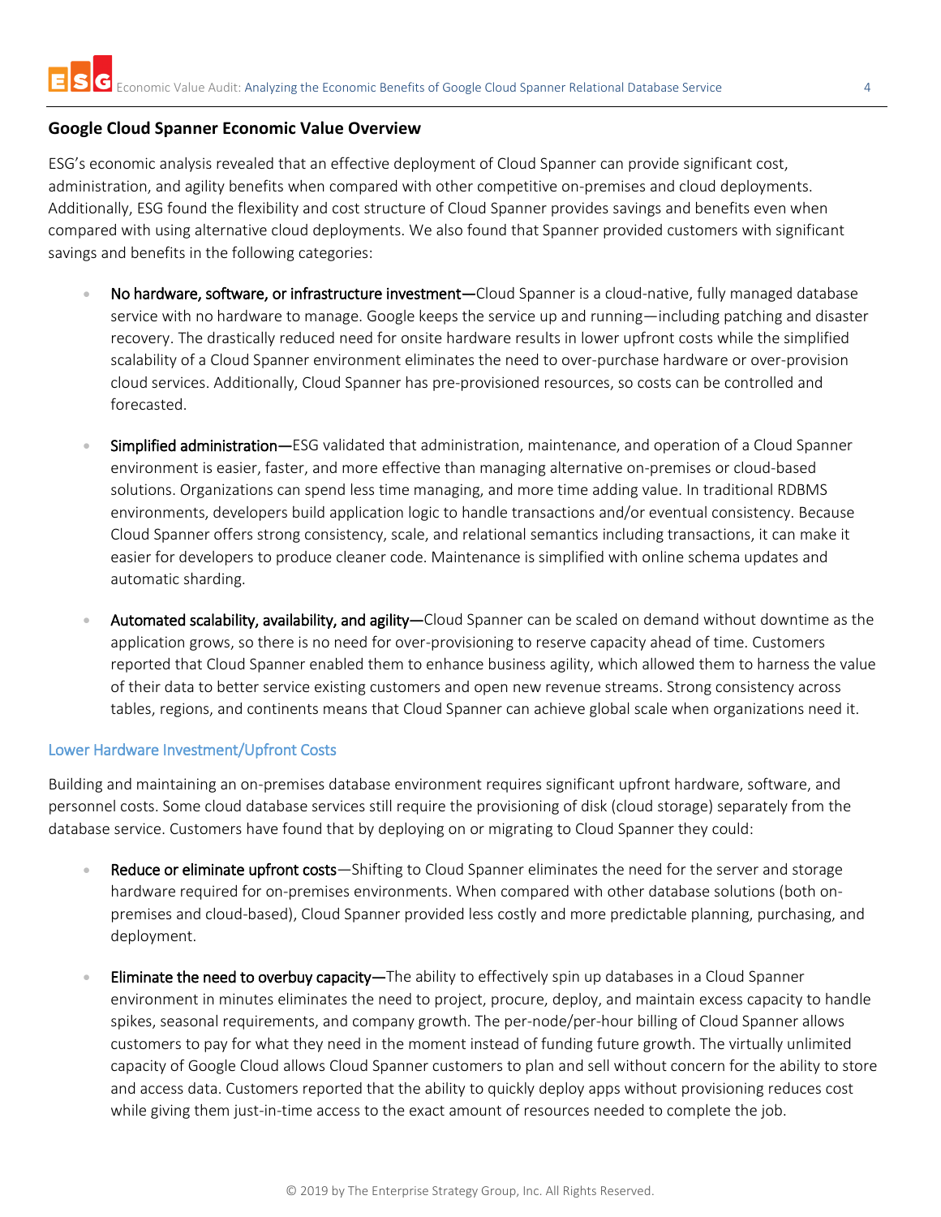## Google Cloud Spanner Economic Value Overview

ESG's economic analysis revealed that an effective deployment of Cloud Spanner can provide significant cost, administration, and agility benefits when compared with other competitive on-premises and cloud deployments. Additionally, ESG found the flexibility and cost structure of Cloud Spanner provides savings and benefits even when compared with using alternative cloud deployments. We also found that Spanner provided customers with significant savings and benefits in the following categories:

- **No hardware, software, or infrastructure investment—**Cloud Spanner is a cloud-native, fully managed database service with no hardware to manage. Google keeps the service up and running—including patching and disaster recovery. The drastically reduced need for onsite hardware results in lower upfront costs while the simplified scalability of a Cloud Spanner environment eliminates the need to over-purchase hardware or over-provision cloud services. Additionally, Cloud Spanner has pre-provisioned resources, so costs can be controlled and forecasted.
- **Simplified administration—**ESG validated that administration, maintenance, and operation of a Cloud Spanner environment is easier, faster, and more effective than managing alternative on-premises or cloud-based solutions. Organizations can spend less time managing, and more time adding value. In traditional RDBMS environments, developers build application logic to handle transactions and/or eventual consistency. Because Cloud Spanner offers strong consistency, scale, and relational semantics including transactions, it can make it easier for developers to produce cleaner code. Maintenance is simplified with online schema updates and automatic sharding.
- **Automated scalability, availability, and agility—**Cloud Spanner can be scaled on demand without downtime as the application grows, so there is no need for over-provisioning to reserve capacity ahead of time. Customers reported that Cloud Spanner enabled them to enhance business agility, which allowed them to harness the value of their data to better service existing customers and open new revenue streams. Strong consistency across tables, regions, and continents means that Cloud Spanner can achieve global scale when organizations need it.

### Lower Hardware Investment/Upfront Costs

Building and maintaining an on-premises database environment requires significant upfront hardware, software, and personnel costs. Some cloud database services still require the provisioning of disk (cloud storage) separately from the database service. Customers have found that by deploying on or migrating to Cloud Spanner they could:

- **Reduce or eliminate upfront costs**—Shifting to Cloud Spanner eliminates the need for the server and storage hardware required for on-premises environments. When compared with other database solutions (both on-premises and cloud-based), Cloud Spanner provided less costly and more predictable planning, purchasing, and deployment.
- **Eliminate the need to overbuy capacity—**The ability to effectively spin up databases in a Cloud Spanner environment in minutes eliminates the need to project, procure, deploy, and maintain excess capacity to handle spikes, seasonal requirements, and company growth. The per-node/per-hour billing of Cloud Spanner allows customers to pay for what they need in the moment instead of funding future growth. The virtually unlimited capacity of Google Cloud allows Cloud Spanner customers to plan and sell without concern for the ability to store and access data. Customers reported that the ability to quickly deploy apps without provisioning reduces cost while giving them just-in-time access to the exact amount of resources needed to complete the job.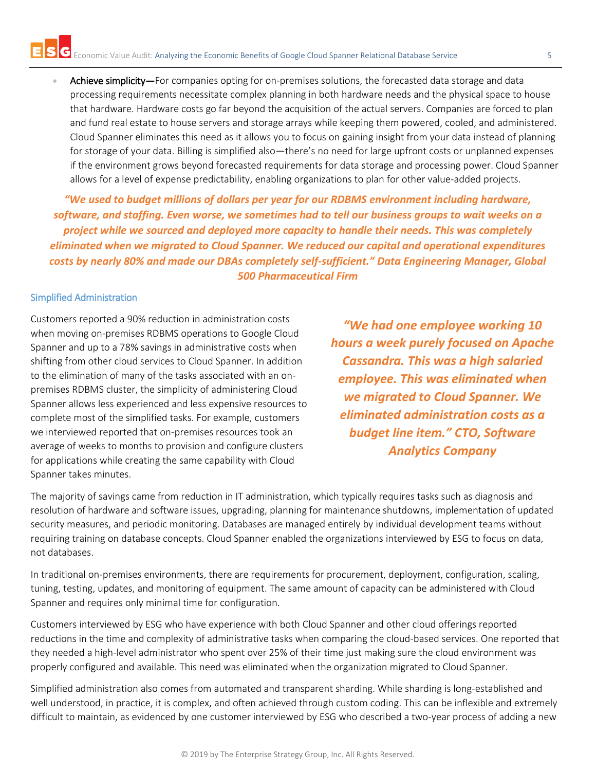- **Achieve simplicity—**For companies opting for on-premises solutions, the forecasted data storage and data processing requirements necessitate complex planning in both hardware needs and the physical space to house that hardware. Hardware costs go far beyond the acquisition of the actual servers. Companies are forced to plan and fund real estate to house servers and storage arrays while keeping them powered, cooled, and administered. Cloud Spanner eliminates this need as it allows you to focus on gaining insight from your data instead of planning for storage of your data. Billing is simplified also—there's no need for large upfront costs or unplanned expenses if the environment grows beyond forecasted requirements for data storage and processing power. Cloud Spanner allows for a level of expense predictability, enabling organizations to plan for other value-added projects.

***"We used to budget millions of dollars per year for our RDBMS environment including hardware, software, and staffing. Even worse, we sometimes had to tell our business groups to wait weeks on a project while we sourced and deployed more capacity to handle their needs. This was completely eliminated when we migrated to Cloud Spanner. We reduced our capital and operational expenditures costs by nearly 80% and made our DBAs completely self-sufficient." Data Engineering Manager, Global 500 Pharmaceutical Firm***

## Simplified Administration

Customers reported a 90% reduction in administration costs when moving on-premises RDBMS operations to Google Cloud Spanner and up to a 78% savings in administrative costs when shifting from other cloud services to Cloud Spanner. In addition to the elimination of many of the tasks associated with an on-premises RDBMS cluster, the simplicity of administering Cloud Spanner allows less experienced and less expensive resources to complete most of the simplified tasks. For example, customers we interviewed reported that on-premises resources took an average of weeks to months to provision and configure clusters for applications while creating the same capability with Cloud Spanner takes minutes.

***"We had one employee working 10 hours a week purely focused on Apache Cassandra. This was a high salaried employee. This was eliminated when we migrated to Cloud Spanner. We eliminated administration costs as a budget line item." CTO, Software Analytics Company***

The majority of savings came from reduction in IT administration, which typically requires tasks such as diagnosis and resolution of hardware and software issues, upgrading, planning for maintenance shutdowns, implementation of updated security measures, and periodic monitoring. Databases are managed entirely by individual development teams without requiring training on database concepts. Cloud Spanner enabled the organizations interviewed by ESG to focus on data, not databases.

In traditional on-premises environments, there are requirements for procurement, deployment, configuration, scaling, tuning, testing, updates, and monitoring of equipment. The same amount of capacity can be administered with Cloud Spanner and requires only minimal time for configuration.

Customers interviewed by ESG who have experience with both Cloud Spanner and other cloud offerings reported reductions in the time and complexity of administrative tasks when comparing the cloud-based services. One reported that they needed a high-level administrator who spent over 25% of their time just making sure the cloud environment was properly configured and available. This need was eliminated when the organization migrated to Cloud Spanner.

Simplified administration also comes from automated and transparent sharding. While sharding is long-established and well understood, in practice, it is complex, and often achieved through custom coding. This can be inflexible and extremely difficult to maintain, as evidenced by one customer interviewed by ESG who described a two-year process of adding a new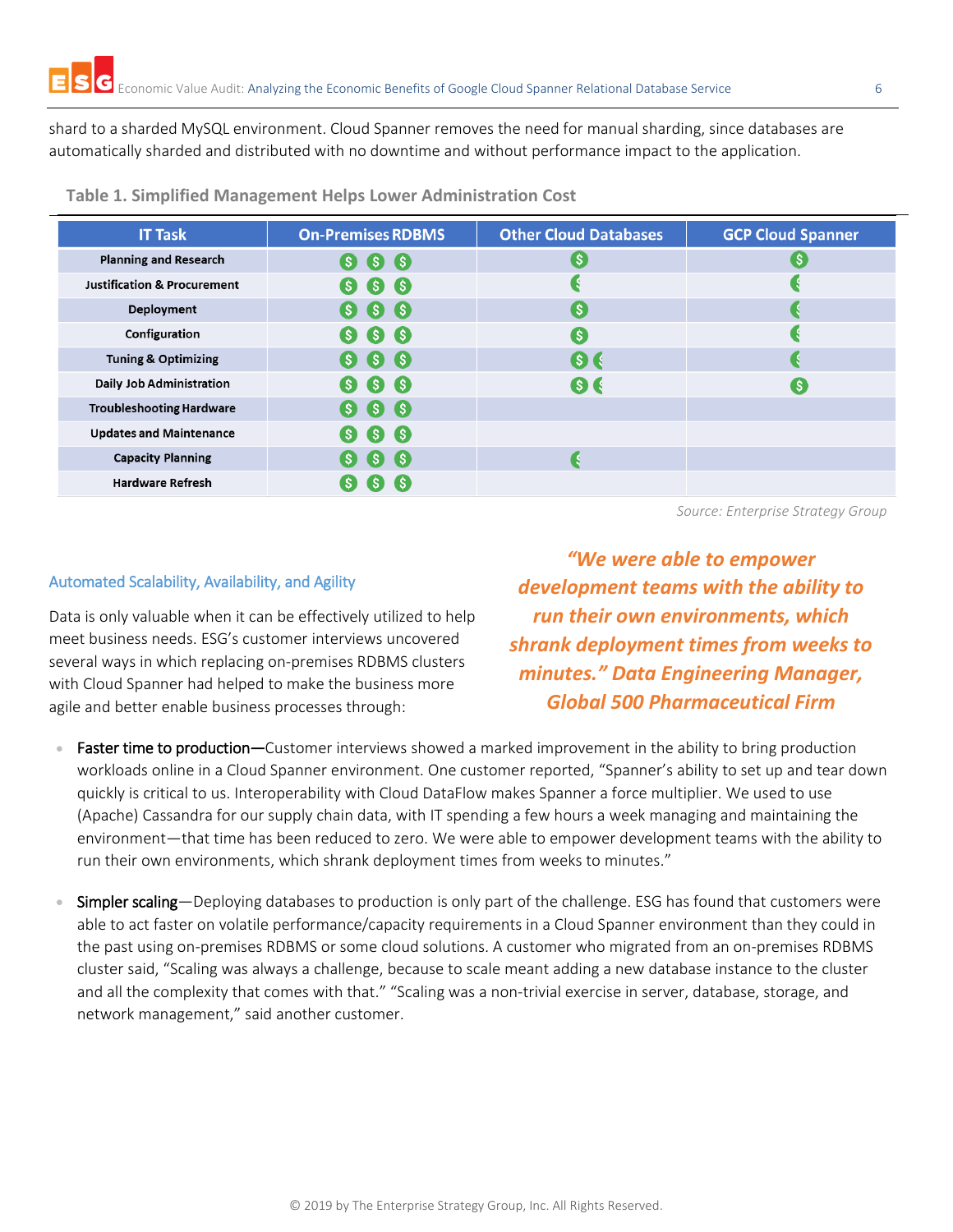shard to a sharded MySQL environment. Cloud Spanner removes the need for manual sharding, since databases are automatically sharded and distributed with no downtime and without performance impact to the application.

**Table 1. Simplified Management Helps Lower Administration Cost**

| IT Task | On-Premises RDBMS | Other Cloud Databases | GCP Cloud Spanner |
|---|---|---|---|
| Planning and Research | $ $ $ | $ | $ |
| Justification & Procurement | $ $ $ | ½$ | ½$ |
| Deployment | $ $ $ | $ | ½$ |
| Configuration | $ $ $ | $ | ½$ |
| Tuning & Optimizing | $ $ $ | $ ½$ | ½$ |
| Daily Job Administration | $ $ $ | $ ½$ | $ |
| Troubleshooting Hardware | $ $ $ | | |
| Updates and Maintenance | $ $ $ | | |
| Capacity Planning | $ $ $ | ½$ | |
| Hardware Refresh | $ $ $ | | |

*Source: Enterprise Strategy Group*

## Automated Scalability, Availability, and Agility

Data is only valuable when it can be effectively utilized to help meet business needs. ESG's customer interviews uncovered several ways in which replacing on-premises RDBMS clusters with Cloud Spanner had helped to make the business more agile and better enable business processes through:

> ***"We were able to empower development teams with the ability to run their own environments, which shrank deployment times from weeks to minutes." Data Engineering Manager, Global 500 Pharmaceutical Firm***

- Faster time to production—Customer interviews showed a marked improvement in the ability to bring production workloads online in a Cloud Spanner environment. One customer reported, "Spanner's ability to set up and tear down quickly is critical to us. Interoperability with Cloud DataFlow makes Spanner a force multiplier. We used to use (Apache) Cassandra for our supply chain data, with IT spending a few hours a week managing and maintaining the environment—that time has been reduced to zero. We were able to empower development teams with the ability to run their own environments, which shrank deployment times from weeks to minutes."

- Simpler scaling—Deploying databases to production is only part of the challenge. ESG has found that customers were able to act faster on volatile performance/capacity requirements in a Cloud Spanner environment than they could in the past using on-premises RDBMS or some cloud solutions. A customer who migrated from an on-premises RDBMS cluster said, "Scaling was always a challenge, because to scale meant adding a new database instance to the cluster and all the complexity that comes with that." "Scaling was a non-trivial exercise in server, database, storage, and network management," said another customer.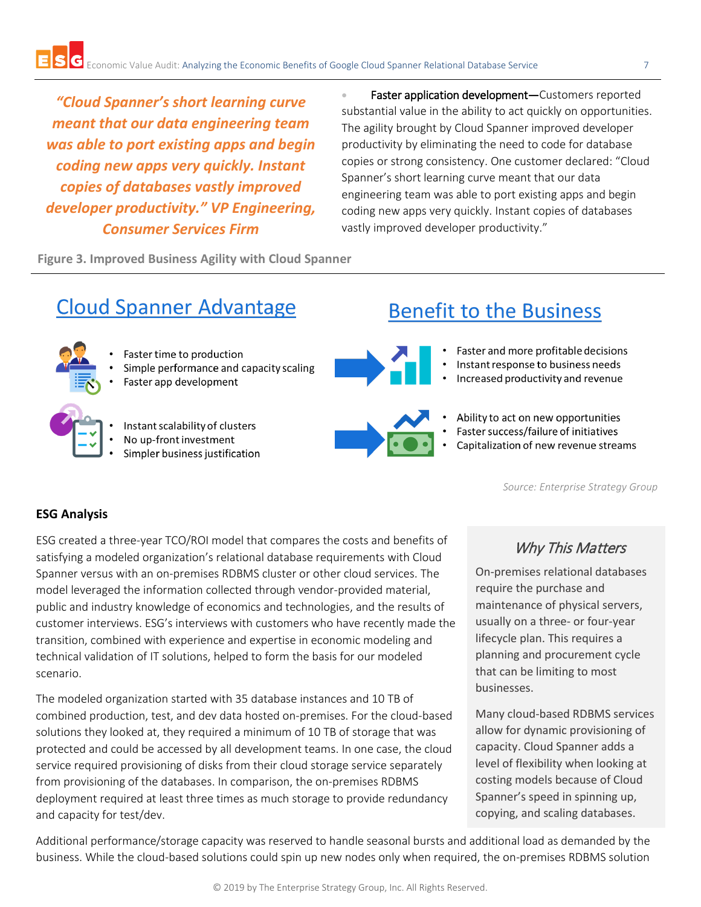*"Cloud Spanner's short learning curve meant that our data engineering team was able to port existing apps and begin coding new apps very quickly. Instant copies of databases vastly improved developer productivity." VP Engineering, Consumer Services Firm*

- **Faster application development—**Customers reported substantial value in the ability to act quickly on opportunities. The agility brought by Cloud Spanner improved developer productivity by eliminating the need to code for database copies or strong consistency. One customer declared: "Cloud Spanner's short learning curve meant that our data engineering team was able to port existing apps and begin coding new apps very quickly. Instant copies of databases vastly improved developer productivity."

**Figure 3. Improved Business Agility with Cloud Spanner**

| Cloud Spanner Advantage | Benefit to the Business |
|---|---|
| • Faster time to production<br>• Simple performance and capacity scaling<br>• Faster app development | • Faster and more profitable decisions<br>• Instant response to business needs<br>• Increased productivity and revenue |
| • Instant scalability of clusters<br>• No up-front investment<br>• Simpler business justification | • Ability to act on new opportunities<br>• Faster success/failure of initiatives<br>• Capitalization of new revenue streams |

*Source: Enterprise Strategy Group*

## ESG Analysis

ESG created a three-year TCO/ROI model that compares the costs and benefits of satisfying a modeled organization's relational database requirements with Cloud Spanner versus with an on-premises RDBMS cluster or other cloud services. The model leveraged the information collected through vendor-provided material, public and industry knowledge of economics and technologies, and the results of customer interviews. ESG's interviews with customers who have recently made the transition, combined with experience and expertise in economic modeling and technical validation of IT solutions, helped to form the basis for our modeled scenario.

The modeled organization started with 35 database instances and 10 TB of combined production, test, and dev data hosted on-premises. For the cloud-based solutions they looked at, they required a minimum of 10 TB of storage that was protected and could be accessed by all development teams. In one case, the cloud service required provisioning of disks from their cloud storage service separately from provisioning of the databases. In comparison, the on-premises RDBMS deployment required at least three times as much storage to provide redundancy and capacity for test/dev.

> ### *Why This Matters*
>
> On-premises relational databases require the purchase and maintenance of physical servers, usually on a three- or four-year lifecycle plan. This requires a planning and procurement cycle that can be limiting to most businesses.
>
> Many cloud-based RDBMS services allow for dynamic provisioning of capacity. Cloud Spanner adds a level of flexibility when looking at costing models because of Cloud Spanner's speed in spinning up, copying, and scaling databases.

Additional performance/storage capacity was reserved to handle seasonal bursts and additional load as demanded by the business. While the cloud-based solutions could spin up new nodes only when required, the on-premises RDBMS solution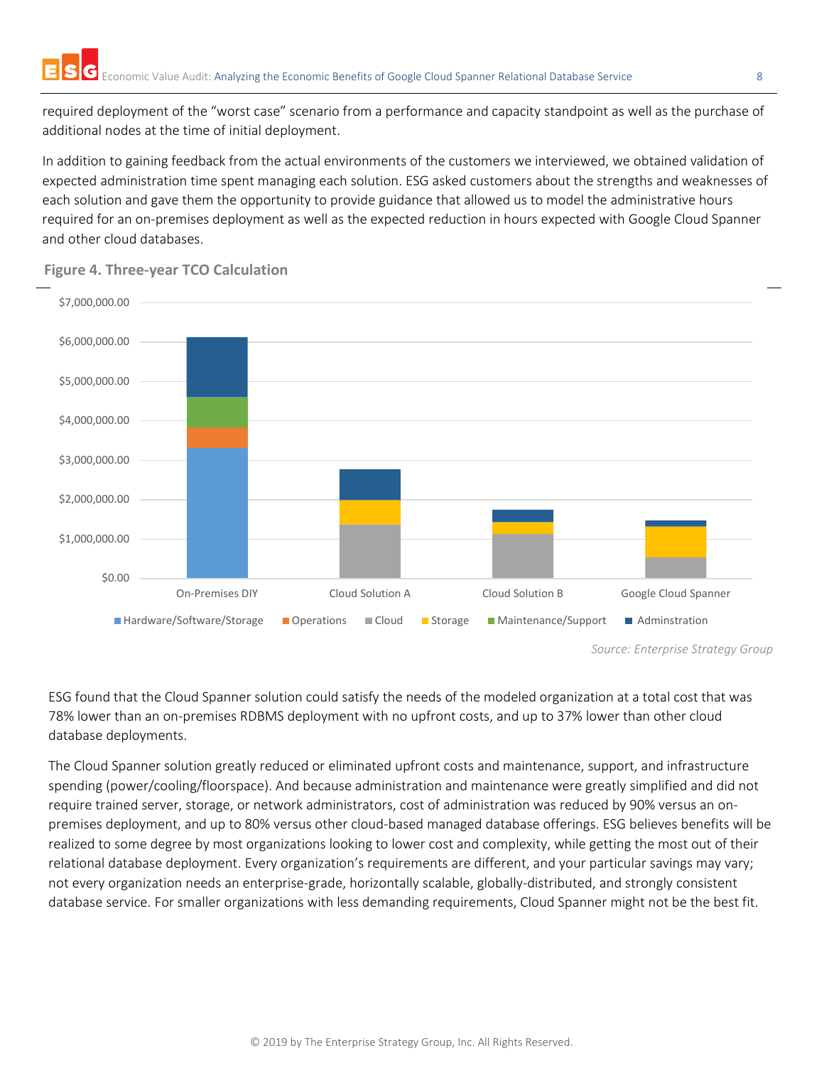required deployment of the "worst case" scenario from a performance and capacity standpoint as well as the purchase of additional nodes at the time of initial deployment.

In addition to gaining feedback from the actual environments of the customers we interviewed, we obtained validation of expected administration time spent managing each solution. ESG asked customers about the strengths and weaknesses of each solution and gave them the opportunity to provide guidance that allowed us to model the administrative hours required for an on-premises deployment as well as the expected reduction in hours expected with Google Cloud Spanner and other cloud databases.

**Figure 4. Three-year TCO Calculation**

*Source: Enterprise Strategy Group*

ESG found that the Cloud Spanner solution could satisfy the needs of the modeled organization at a total cost that was 78% lower than an on-premises RDBMS deployment with no upfront costs, and up to 37% lower than other cloud database deployments.

The Cloud Spanner solution greatly reduced or eliminated upfront costs and maintenance, support, and infrastructure spending (power/cooling/floorspace). And because administration and maintenance were greatly simplified and did not require trained server, storage, or network administrators, cost of administration was reduced by 90% versus an on-premises deployment, and up to 80% versus other cloud-based managed database offerings. ESG believes benefits will be realized to some degree by most organizations looking to lower cost and complexity, while getting the most out of their relational database deployment. Every organization's requirements are different, and your particular savings may vary; not every organization needs an enterprise-grade, horizontally scalable, globally-distributed, and strongly consistent database service. For smaller organizations with less demanding requirements, Cloud Spanner might not be the best fit.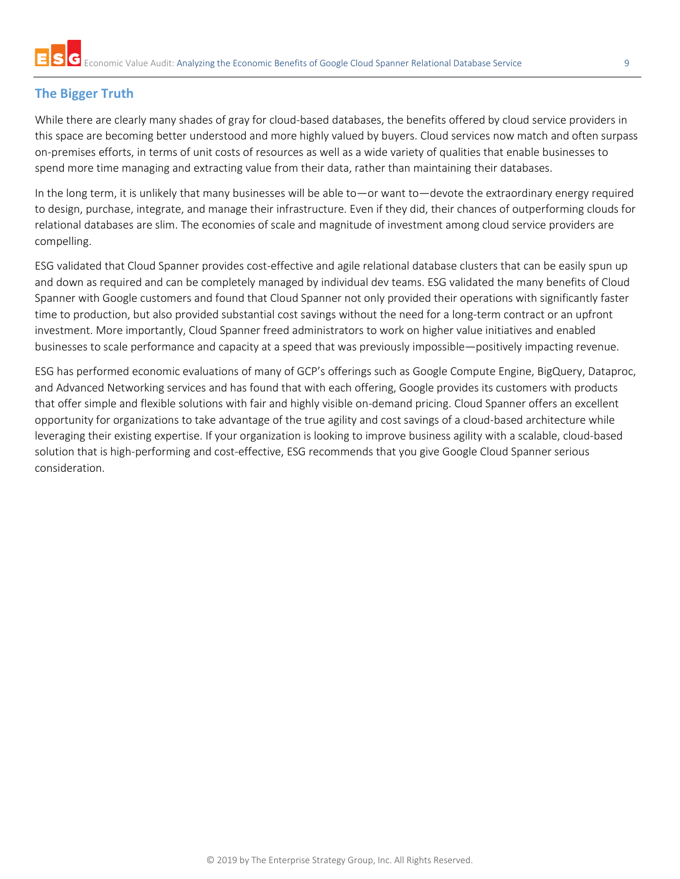## The Bigger Truth

While there are clearly many shades of gray for cloud-based databases, the benefits offered by cloud service providers in this space are becoming better understood and more highly valued by buyers. Cloud services now match and often surpass on-premises efforts, in terms of unit costs of resources as well as a wide variety of qualities that enable businesses to spend more time managing and extracting value from their data, rather than maintaining their databases.

In the long term, it is unlikely that many businesses will be able to—or want to—devote the extraordinary energy required to design, purchase, integrate, and manage their infrastructure. Even if they did, their chances of outperforming clouds for relational databases are slim. The economies of scale and magnitude of investment among cloud service providers are compelling.

ESG validated that Cloud Spanner provides cost-effective and agile relational database clusters that can be easily spun up and down as required and can be completely managed by individual dev teams. ESG validated the many benefits of Cloud Spanner with Google customers and found that Cloud Spanner not only provided their operations with significantly faster time to production, but also provided substantial cost savings without the need for a long-term contract or an upfront investment. More importantly, Cloud Spanner freed administrators to work on higher value initiatives and enabled businesses to scale performance and capacity at a speed that was previously impossible—positively impacting revenue.

ESG has performed economic evaluations of many of GCP's offerings such as Google Compute Engine, BigQuery, Dataproc, and Advanced Networking services and has found that with each offering, Google provides its customers with products that offer simple and flexible solutions with fair and highly visible on-demand pricing. Cloud Spanner offers an excellent opportunity for organizations to take advantage of the true agility and cost savings of a cloud-based architecture while leveraging their existing expertise. If your organization is looking to improve business agility with a scalable, cloud-based solution that is high-performing and cost-effective, ESG recommends that you give Google Cloud Spanner serious consideration.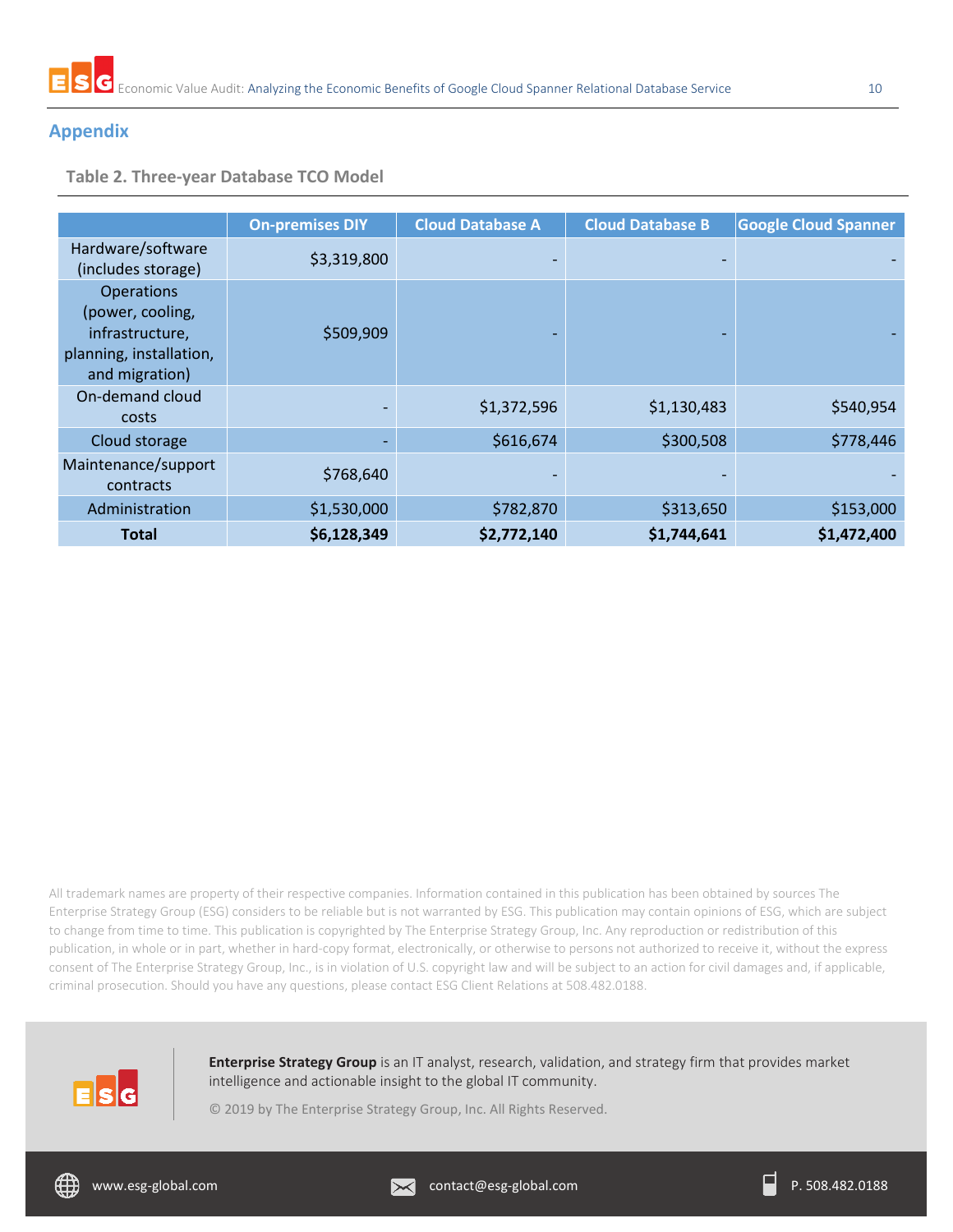## Appendix

**Table 2. Three-year Database TCO Model**

| | On-premises DIY | Cloud Database A | Cloud Database B | Google Cloud Spanner |
|---|---|---|---|---|
| Hardware/software (includes storage) | $3,319,800 | - | - | - |
| Operations (power, cooling, infrastructure, planning, installation, and migration) | $509,909 | - | - | - |
| On-demand cloud costs | - | $1,372,596 | $1,130,483 | $540,954 |
| Cloud storage | - | $616,674 | $300,508 | $778,446 |
| Maintenance/support contracts | $768,640 | - | - | - |
| Administration | $1,530,000 | $782,870 | $313,650 | $153,000 |
| **Total** | **$6,128,349** | **$2,772,140** | **$1,744,641** | **$1,472,400** |

All trademark names are property of their respective companies. Information contained in this publication has been obtained by sources The Enterprise Strategy Group (ESG) considers to be reliable but is not warranted by ESG. This publication may contain opinions of ESG, which are subject to change from time to time. This publication is copyrighted by The Enterprise Strategy Group, Inc. Any reproduction or redistribution of this publication, in whole or in part, whether in hard-copy format, electronically, or otherwise to persons not authorized to receive it, without the express consent of The Enterprise Strategy Group, Inc., is in violation of U.S. copyright law and will be subject to an action for civil damages and, if applicable, criminal prosecution. Should you have any questions, please contact ESG Client Relations at 508.482.0188.

**Enterprise Strategy Group** is an IT analyst, research, validation, and strategy firm that provides market intelligence and actionable insight to the global IT community.

© 2019 by The Enterprise Strategy Group, Inc. All Rights Reserved.

www.esg-global.com contact@esg-global.com P. 508.482.0188